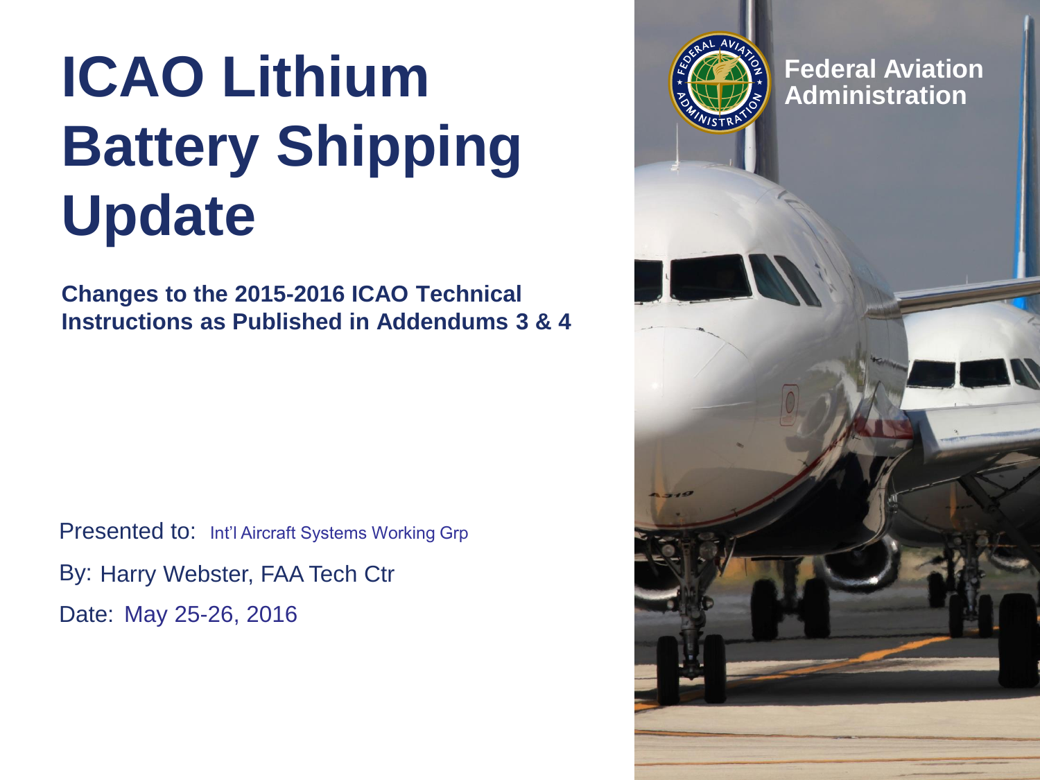# ICAO Lithium Battery Shipping Update

**Changes to the 2015-2016 ICAO Technical Instructions as Published in Addendums 3 & 4**

Federal Aviation Administration

Presented to: Int'l Aircraft Systems Working Grp

By: Harry Webster, FAA Tech Ctr

Date: May 25-26, 2016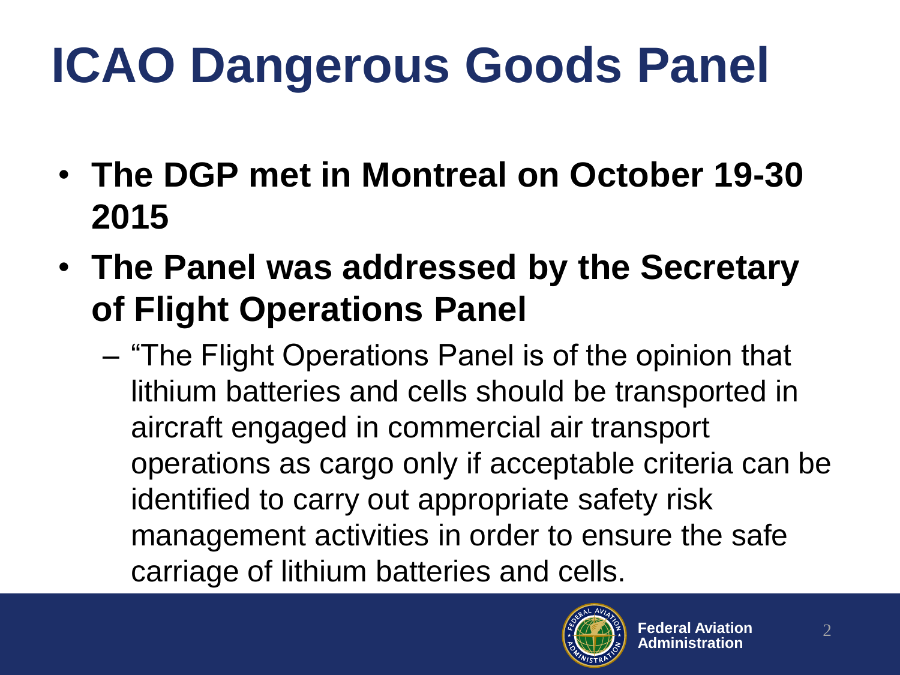# ICAO Dangerous Goods Panel

- **The DGP met in Montreal on October 19-30 2015**
- **The Panel was addressed by the Secretary of Flight Operations Panel**
  - "The Flight Operations Panel is of the opinion that lithium batteries and cells should be transported in aircraft engaged in commercial air transport operations as cargo only if acceptable criteria can be identified to carry out appropriate safety risk management activities in order to ensure the safe carriage of lithium batteries and cells.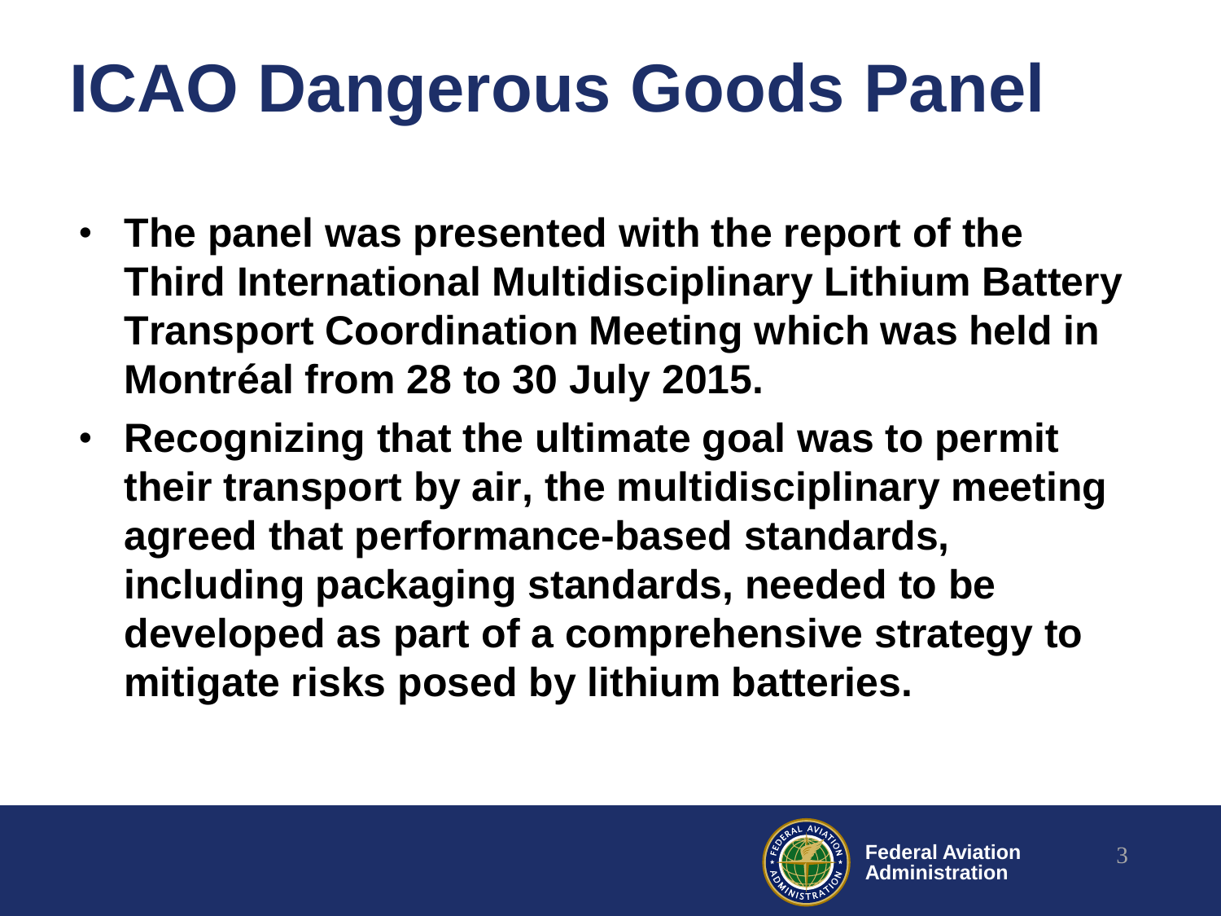# ICAO Dangerous Goods Panel

- **The panel was presented with the report of the Third International Multidisciplinary Lithium Battery Transport Coordination Meeting which was held in Montréal from 28 to 30 July 2015.**
- **Recognizing that the ultimate goal was to permit their transport by air, the multidisciplinary meeting agreed that performance-based standards, including packaging standards, needed to be developed as part of a comprehensive strategy to mitigate risks posed by lithium batteries.**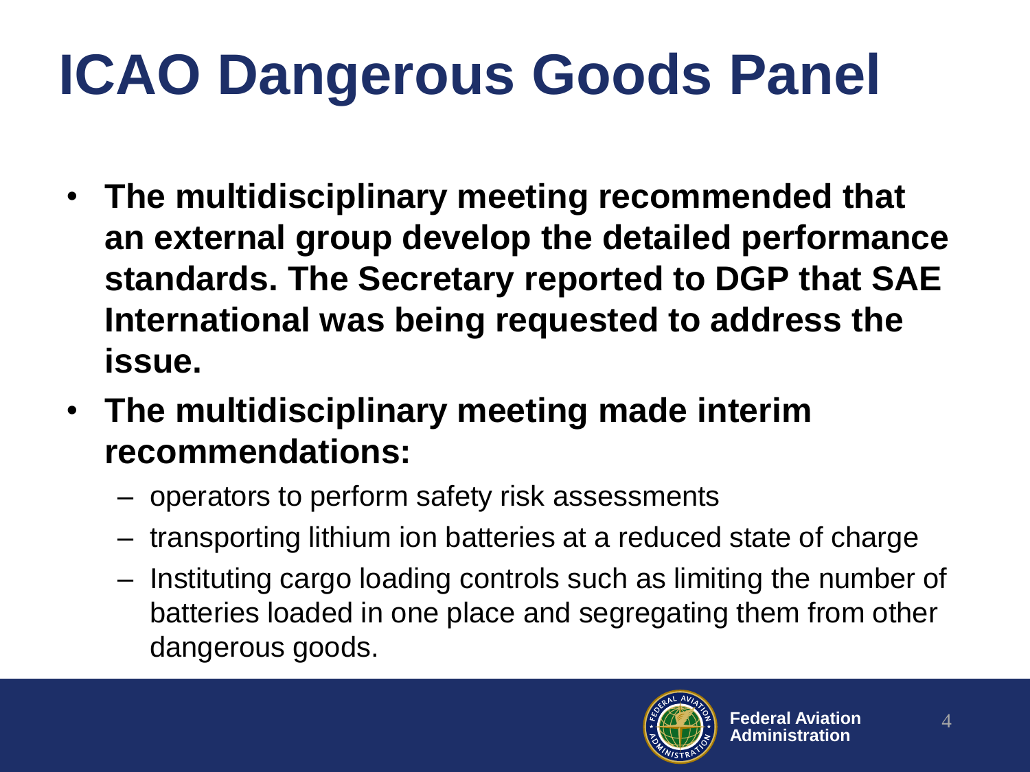# ICAO Dangerous Goods Panel

- **The multidisciplinary meeting recommended that an external group develop the detailed performance standards. The Secretary reported to DGP that SAE International was being requested to address the issue.**
- **The multidisciplinary meeting made interim recommendations:**
  - operators to perform safety risk assessments
  - transporting lithium ion batteries at a reduced state of charge
  - Instituting cargo loading controls such as limiting the number of batteries loaded in one place and segregating them from other dangerous goods.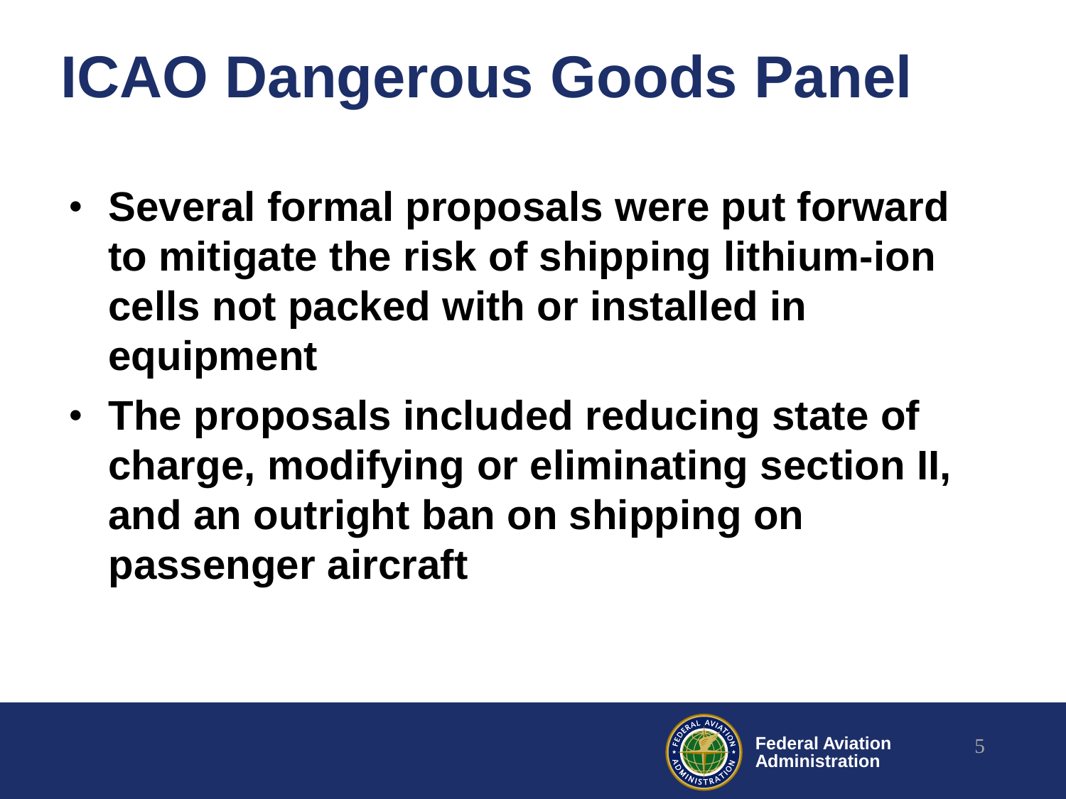# ICAO Dangerous Goods Panel

- **Several formal proposals were put forward to mitigate the risk of shipping lithium-ion cells not packed with or installed in equipment**
- **The proposals included reducing state of charge, modifying or eliminating section II, and an outright ban on shipping on passenger aircraft**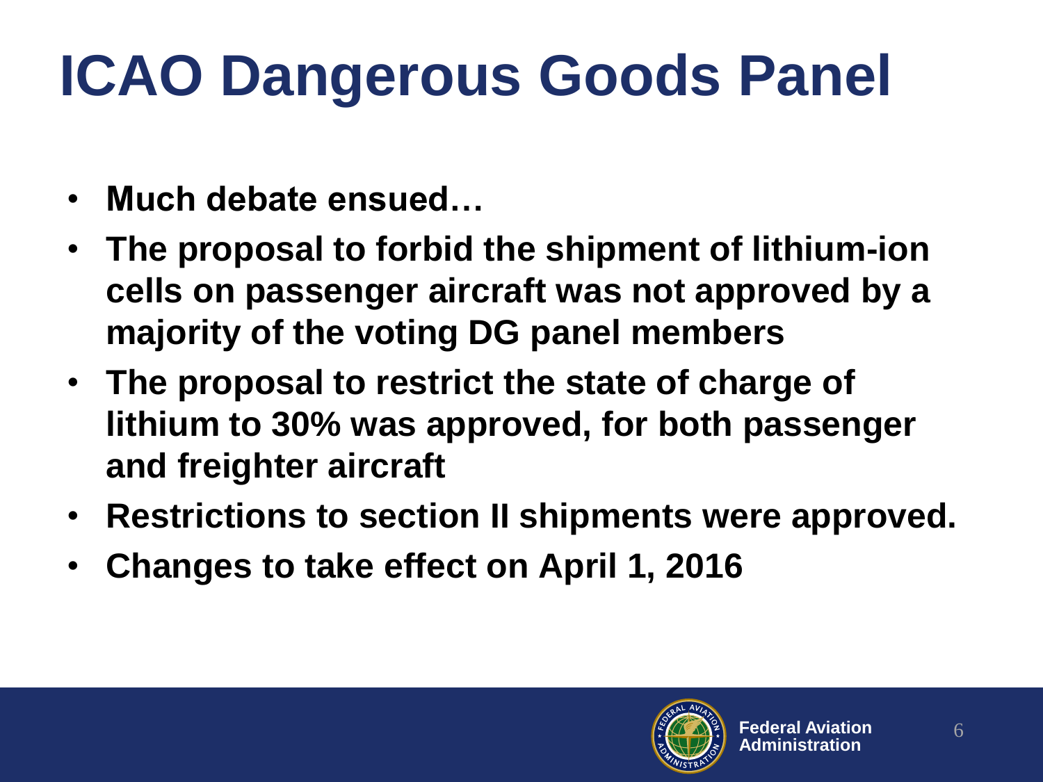# ICAO Dangerous Goods Panel

- **Much debate ensued…**
- **The proposal to forbid the shipment of lithium-ion cells on passenger aircraft was not approved by a majority of the voting DG panel members**
- **The proposal to restrict the state of charge of lithium to 30% was approved, for both passenger and freighter aircraft**
- **Restrictions to section II shipments were approved.**
- **Changes to take effect on April 1, 2016**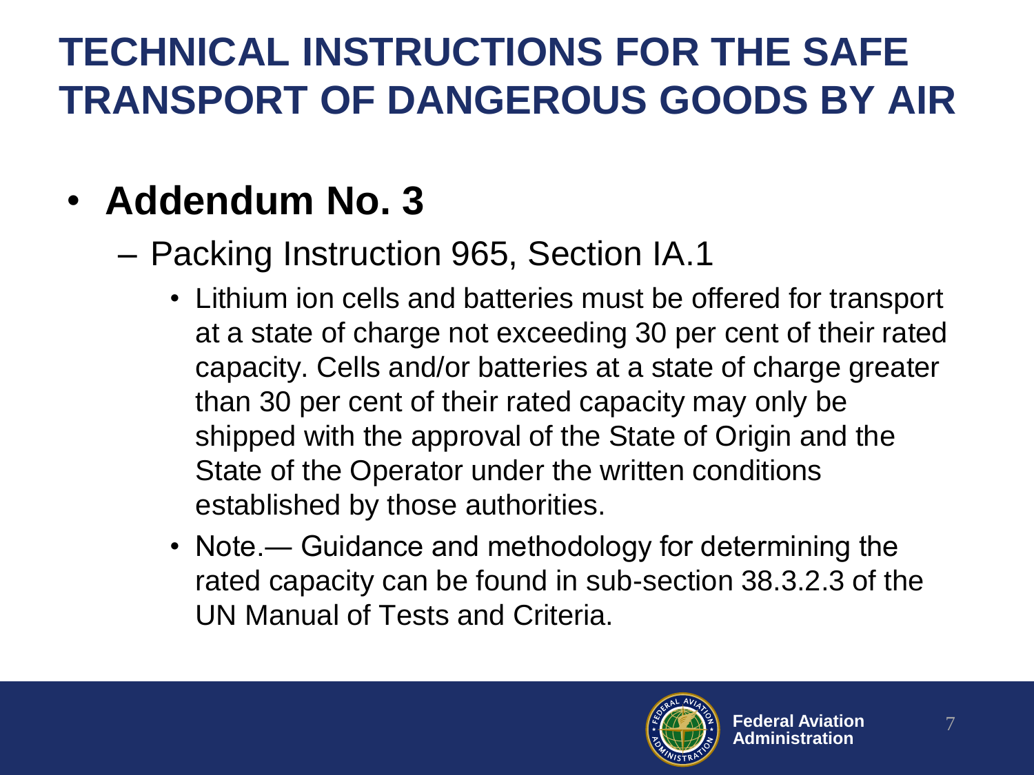# TECHNICAL INSTRUCTIONS FOR THE SAFE TRANSPORT OF DANGEROUS GOODS BY AIR

- **Addendum No. 3**
  - Packing Instruction 965, Section IA.1
    - Lithium ion cells and batteries must be offered for transport at a state of charge not exceeding 30 per cent of their rated capacity. Cells and/or batteries at a state of charge greater than 30 per cent of their rated capacity may only be shipped with the approval of the State of Origin and the State of the Operator under the written conditions established by those authorities.
    - Note.— Guidance and methodology for determining the rated capacity can be found in sub-section 38.3.2.3 of the UN Manual of Tests and Criteria.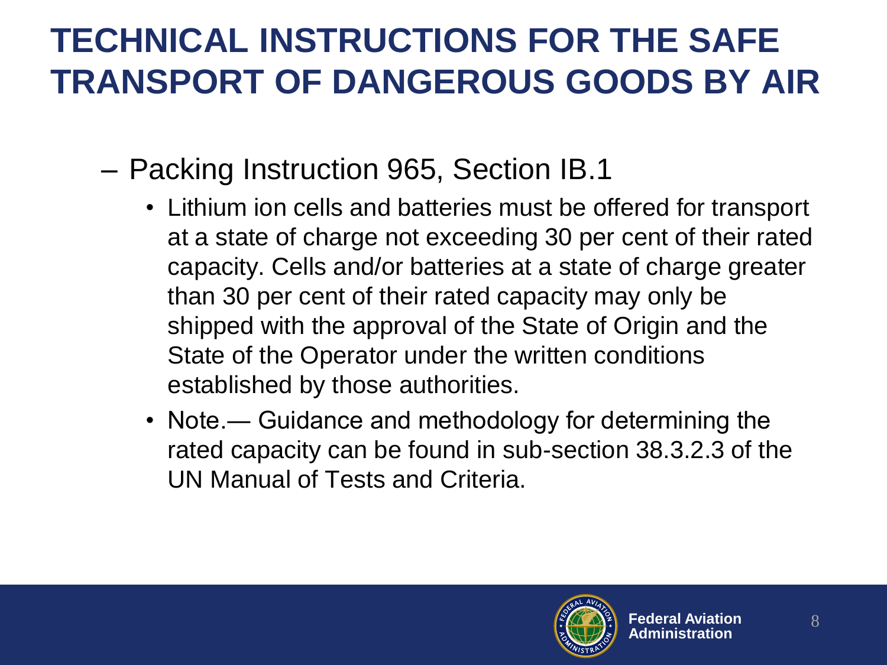# TECHNICAL INSTRUCTIONS FOR THE SAFE TRANSPORT OF DANGEROUS GOODS BY AIR

- Packing Instruction 965, Section IB.1
  - Lithium ion cells and batteries must be offered for transport at a state of charge not exceeding 30 per cent of their rated capacity. Cells and/or batteries at a state of charge greater than 30 per cent of their rated capacity may only be shipped with the approval of the State of Origin and the State of the Operator under the written conditions established by those authorities.
  - Note.— Guidance and methodology for determining the rated capacity can be found in sub-section 38.3.2.3 of the UN Manual of Tests and Criteria.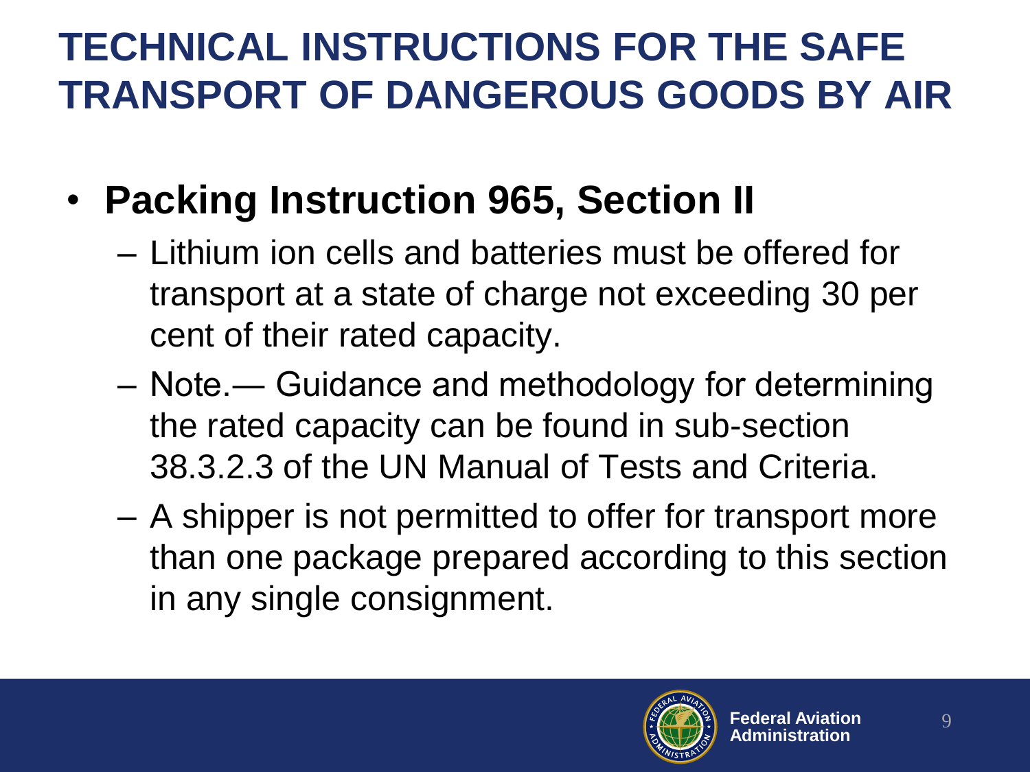# TECHNICAL INSTRUCTIONS FOR THE SAFE TRANSPORT OF DANGEROUS GOODS BY AIR

- **Packing Instruction 965, Section II**
  - Lithium ion cells and batteries must be offered for transport at a state of charge not exceeding 30 per cent of their rated capacity.
  - Note.— Guidance and methodology for determining the rated capacity can be found in sub-section 38.3.2.3 of the UN Manual of Tests and Criteria.
  - A shipper is not permitted to offer for transport more than one package prepared according to this section in any single consignment.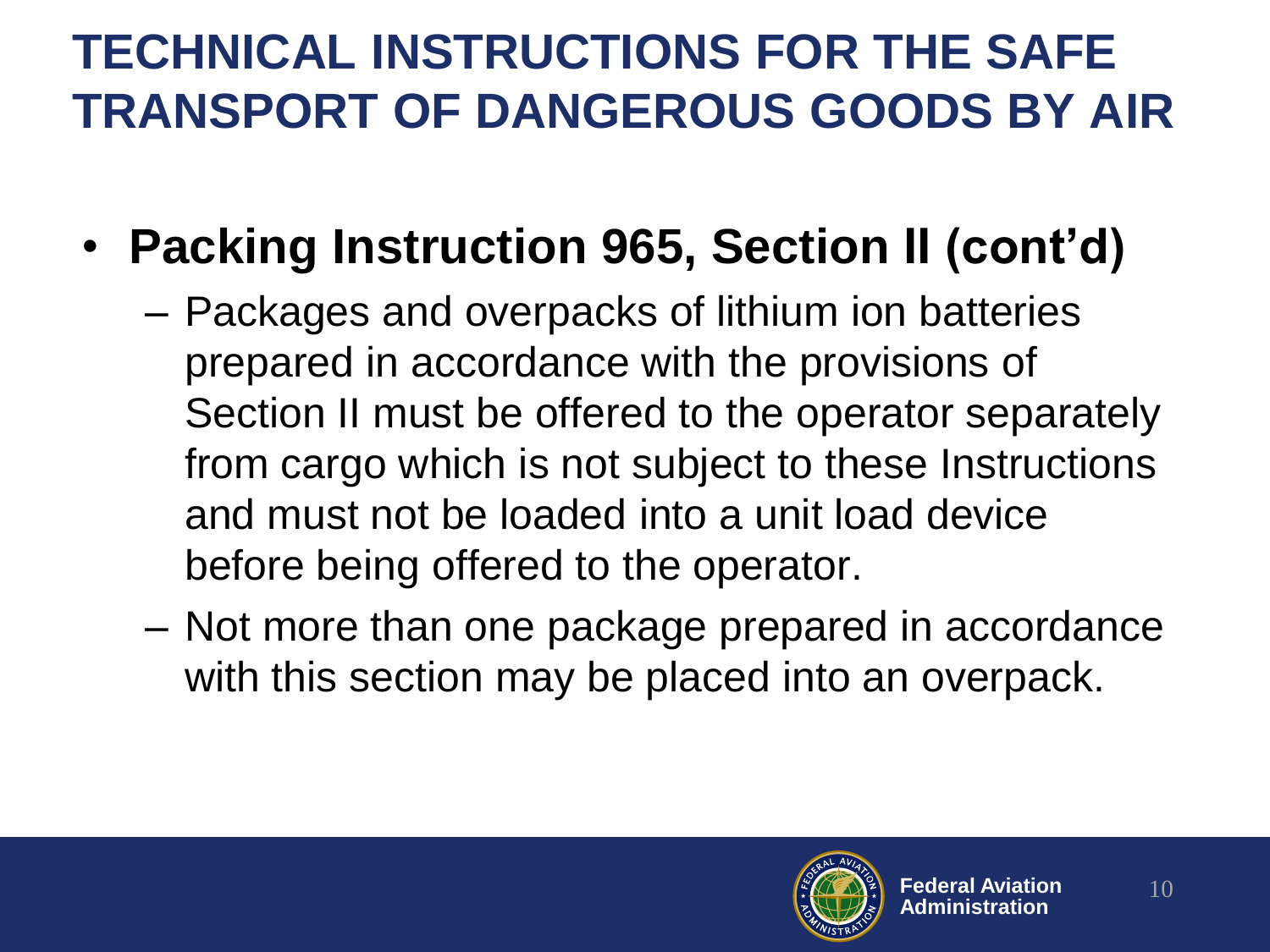# TECHNICAL INSTRUCTIONS FOR THE SAFE TRANSPORT OF DANGEROUS GOODS BY AIR

- **Packing Instruction 965, Section II (cont'd)**
  - Packages and overpacks of lithium ion batteries prepared in accordance with the provisions of Section II must be offered to the operator separately from cargo which is not subject to these Instructions and must not be loaded into a unit load device before being offered to the operator.
  - Not more than one package prepared in accordance with this section may be placed into an overpack.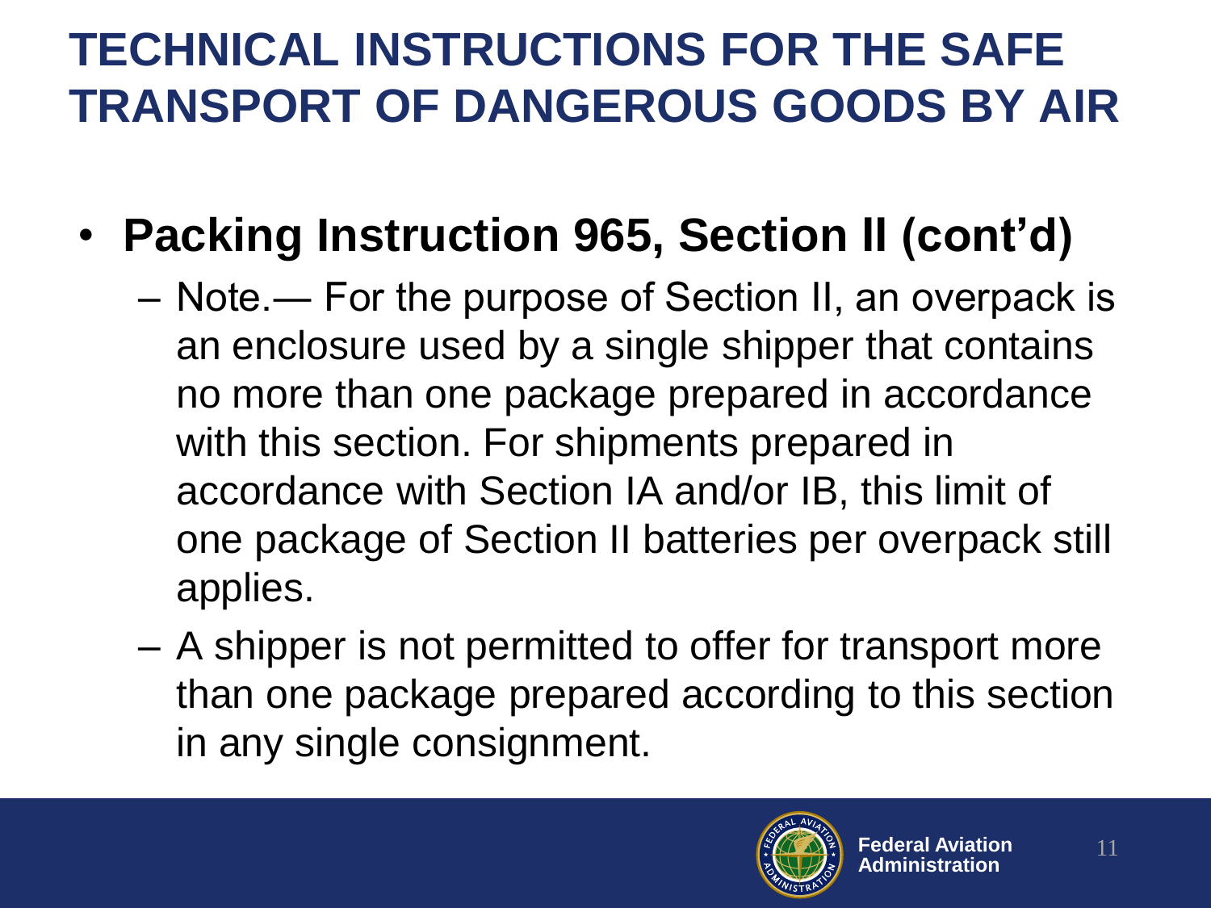# TECHNICAL INSTRUCTIONS FOR THE SAFE TRANSPORT OF DANGEROUS GOODS BY AIR

- **Packing Instruction 965, Section II (cont'd)**
  - Note.— For the purpose of Section II, an overpack is an enclosure used by a single shipper that contains no more than one package prepared in accordance with this section. For shipments prepared in accordance with Section IA and/or IB, this limit of one package of Section II batteries per overpack still applies.
  - A shipper is not permitted to offer for transport more than one package prepared according to this section in any single consignment.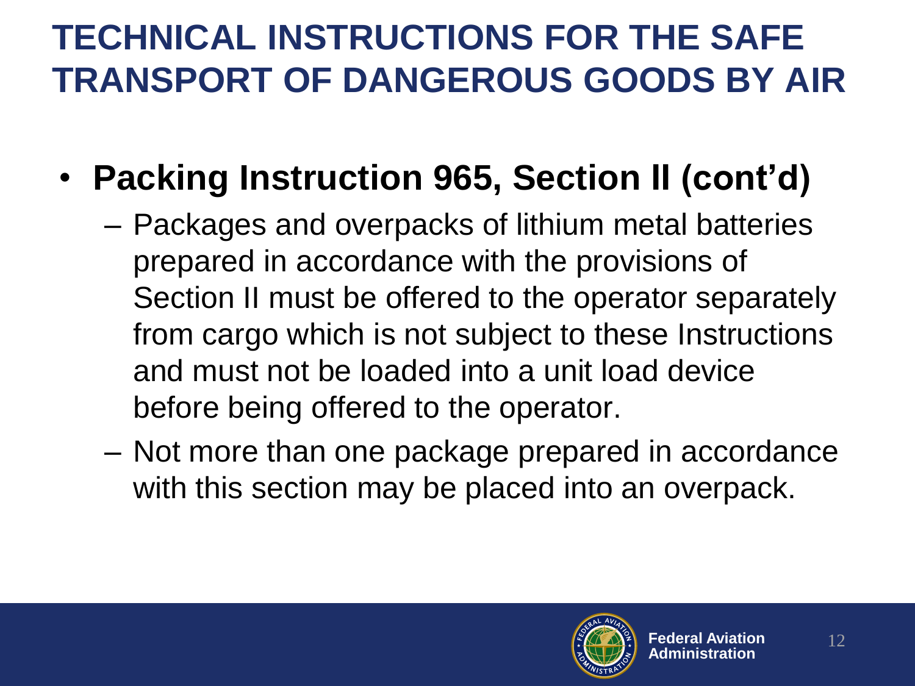# TECHNICAL INSTRUCTIONS FOR THE SAFE TRANSPORT OF DANGEROUS GOODS BY AIR

- **Packing Instruction 965, Section II (cont'd)**
  - Packages and overpacks of lithium metal batteries prepared in accordance with the provisions of Section II must be offered to the operator separately from cargo which is not subject to these Instructions and must not be loaded into a unit load device before being offered to the operator.
  - Not more than one package prepared in accordance with this section may be placed into an overpack.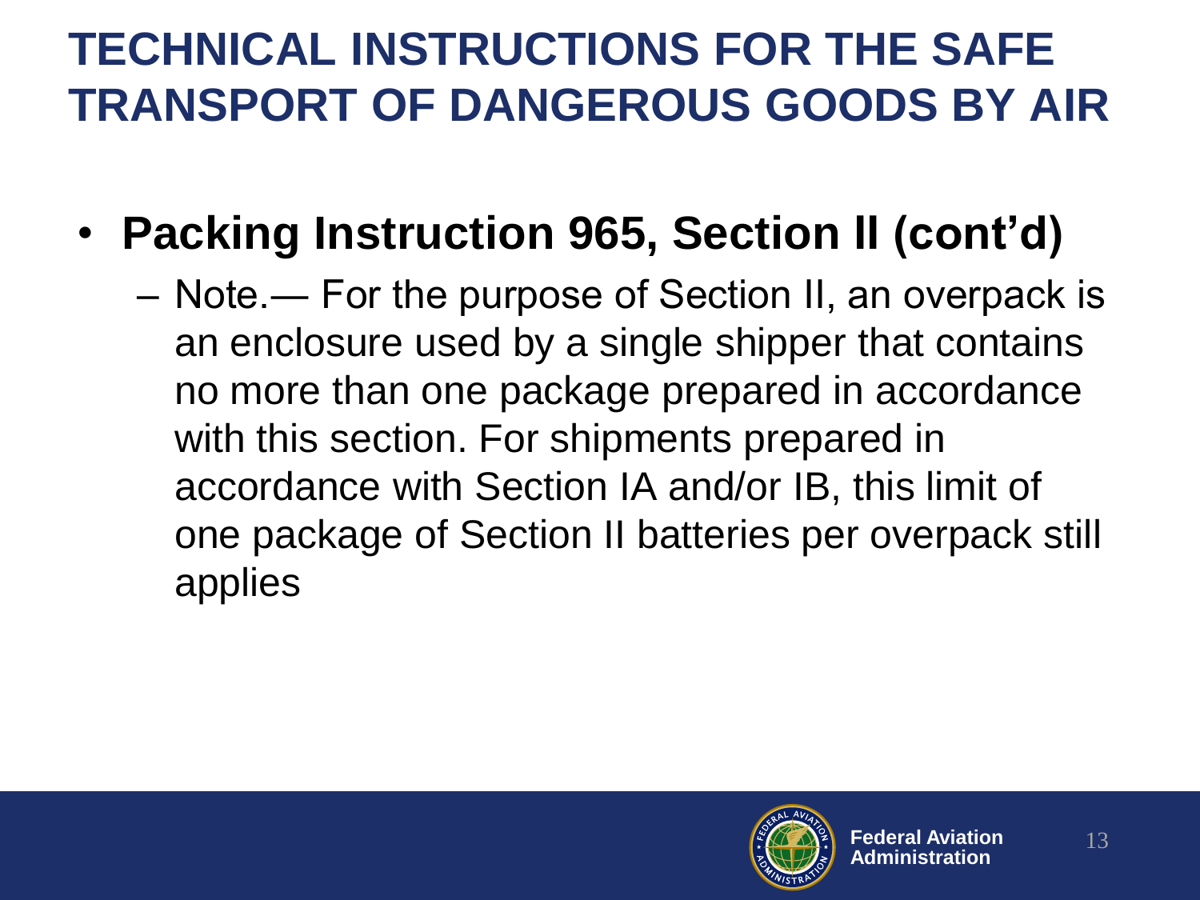# TECHNICAL INSTRUCTIONS FOR THE SAFE TRANSPORT OF DANGEROUS GOODS BY AIR

- **Packing Instruction 965, Section II (cont'd)**
  - Note.— For the purpose of Section II, an overpack is an enclosure used by a single shipper that contains no more than one package prepared in accordance with this section. For shipments prepared in accordance with Section IA and/or IB, this limit of one package of Section II batteries per overpack still applies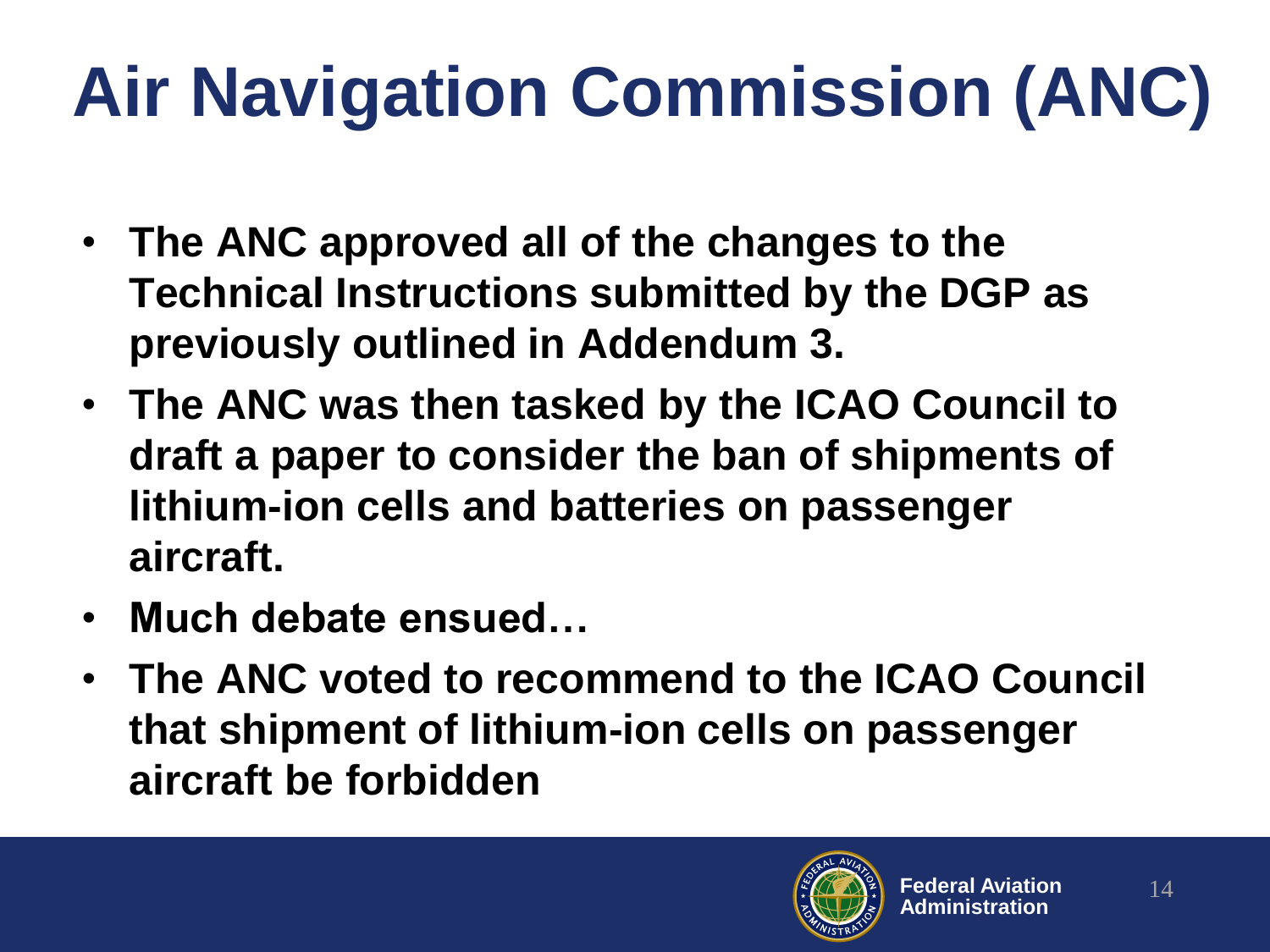# Air Navigation Commission (ANC)

- **The ANC approved all of the changes to the Technical Instructions submitted by the DGP as previously outlined in Addendum 3.**
- **The ANC was then tasked by the ICAO Council to draft a paper to consider the ban of shipments of lithium-ion cells and batteries on passenger aircraft.**
- **Much debate ensued…**
- **The ANC voted to recommend to the ICAO Council that shipment of lithium-ion cells on passenger aircraft be forbidden**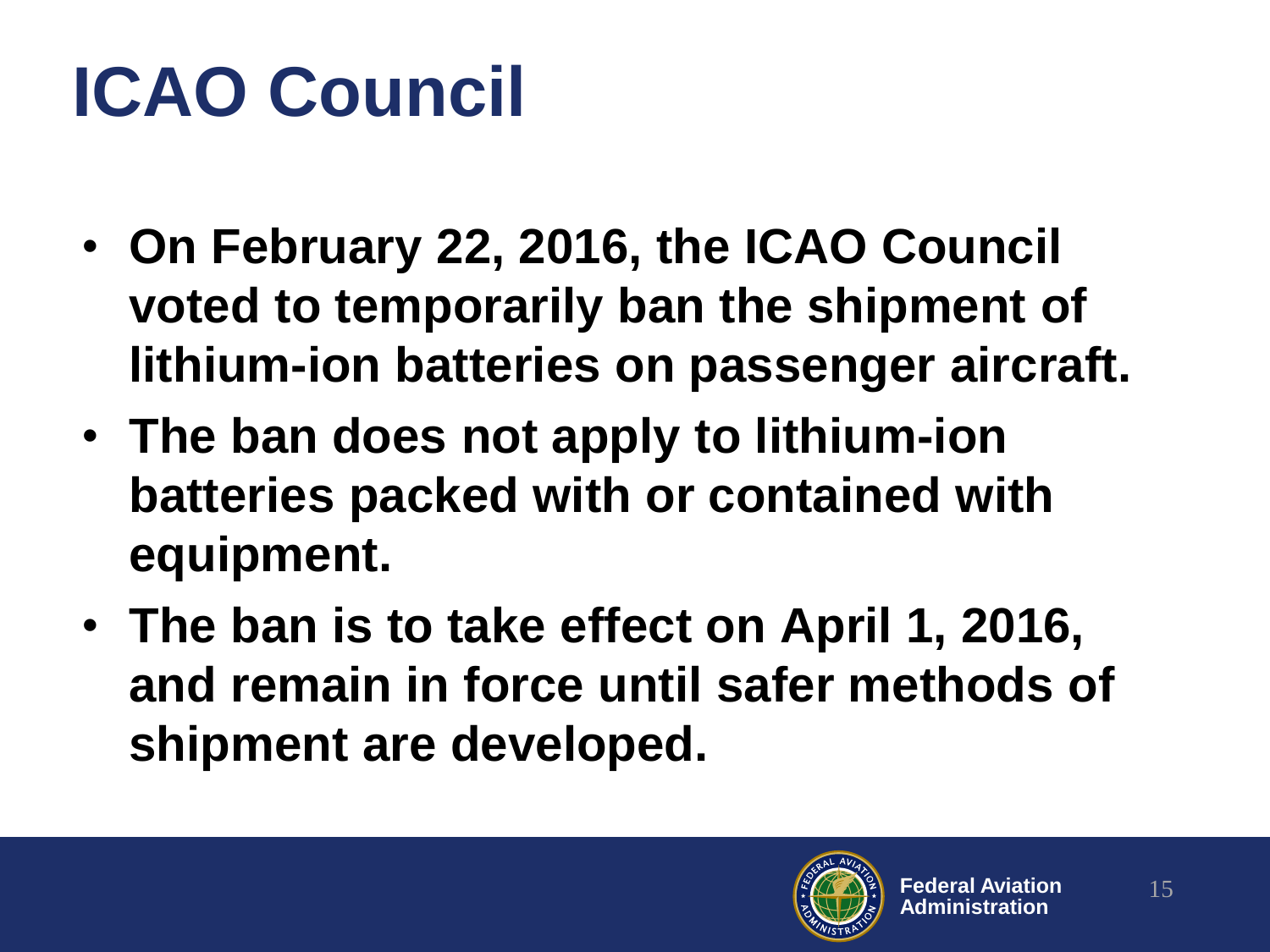# ICAO Council

- **On February 22, 2016, the ICAO Council voted to temporarily ban the shipment of lithium-ion batteries on passenger aircraft.**
- **The ban does not apply to lithium-ion batteries packed with or contained with equipment.**
- **The ban is to take effect on April 1, 2016, and remain in force until safer methods of shipment are developed.**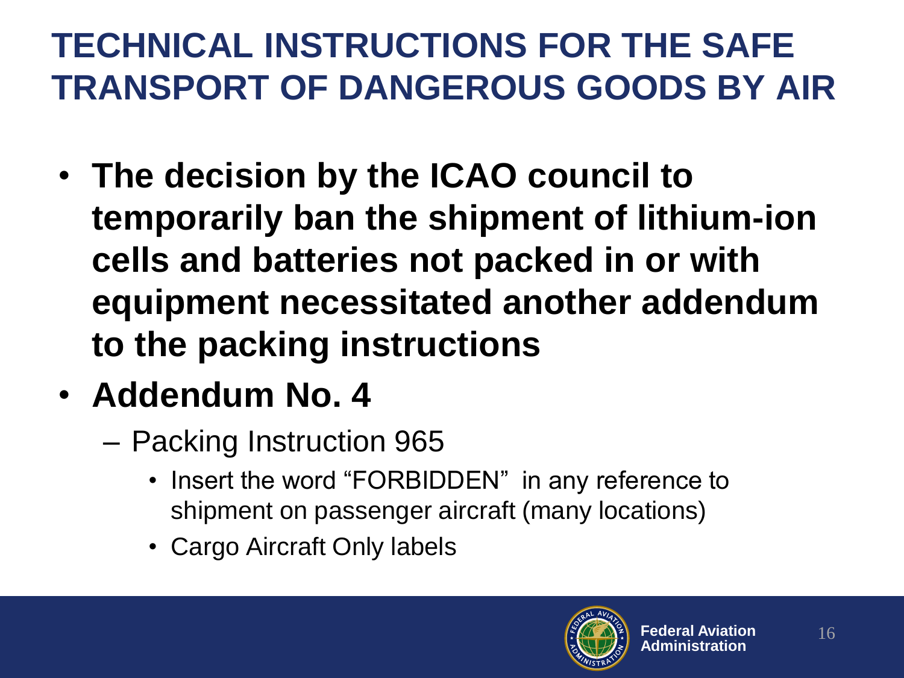# TECHNICAL INSTRUCTIONS FOR THE SAFE TRANSPORT OF DANGEROUS GOODS BY AIR

- **The decision by the ICAO council to temporarily ban the shipment of lithium-ion cells and batteries not packed in or with equipment necessitated another addendum to the packing instructions**
- **Addendum No. 4**
  - Packing Instruction 965
    - Insert the word "FORBIDDEN" in any reference to shipment on passenger aircraft (many locations)
    - Cargo Aircraft Only labels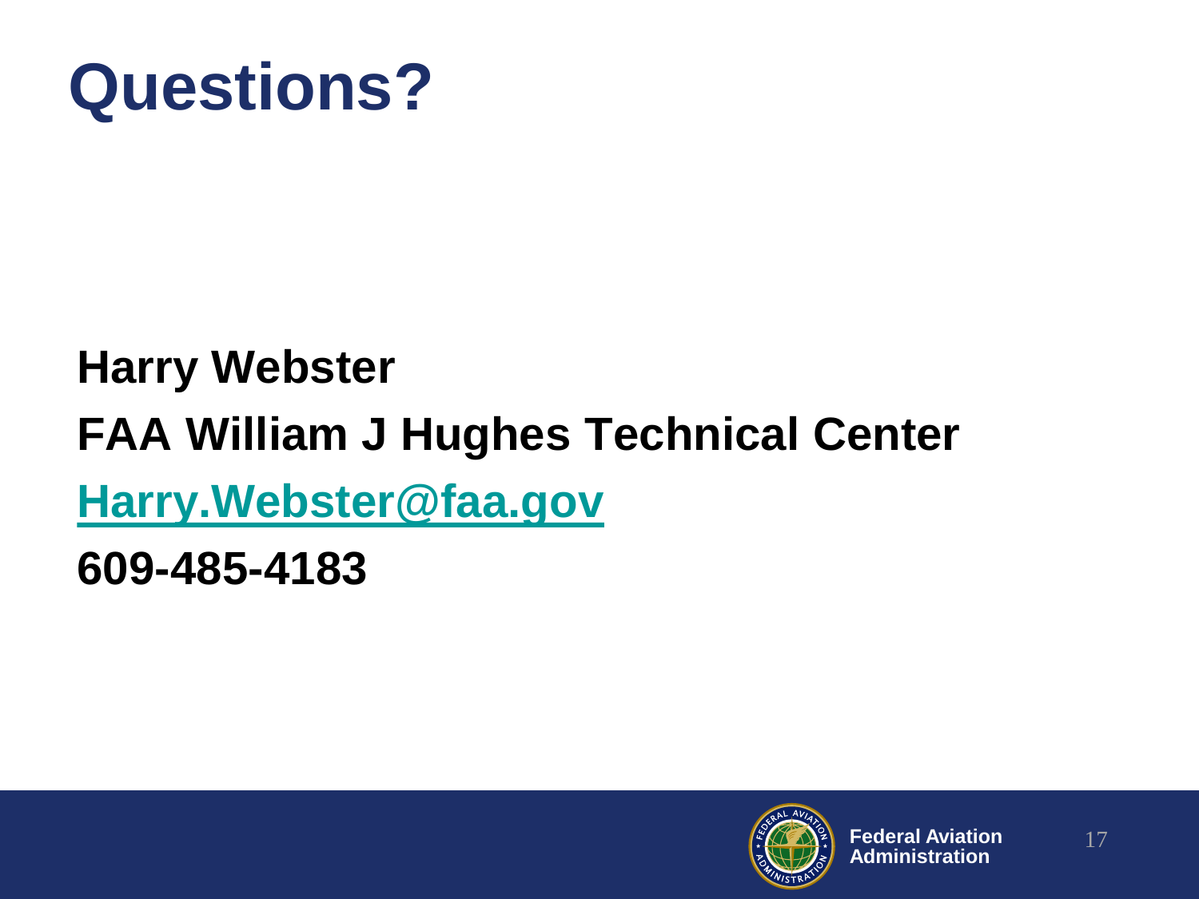# Questions?

**Harry Webster**

**FAA William J Hughes Technical Center**

**Harry.Webster@faa.gov**

**609-485-4183**